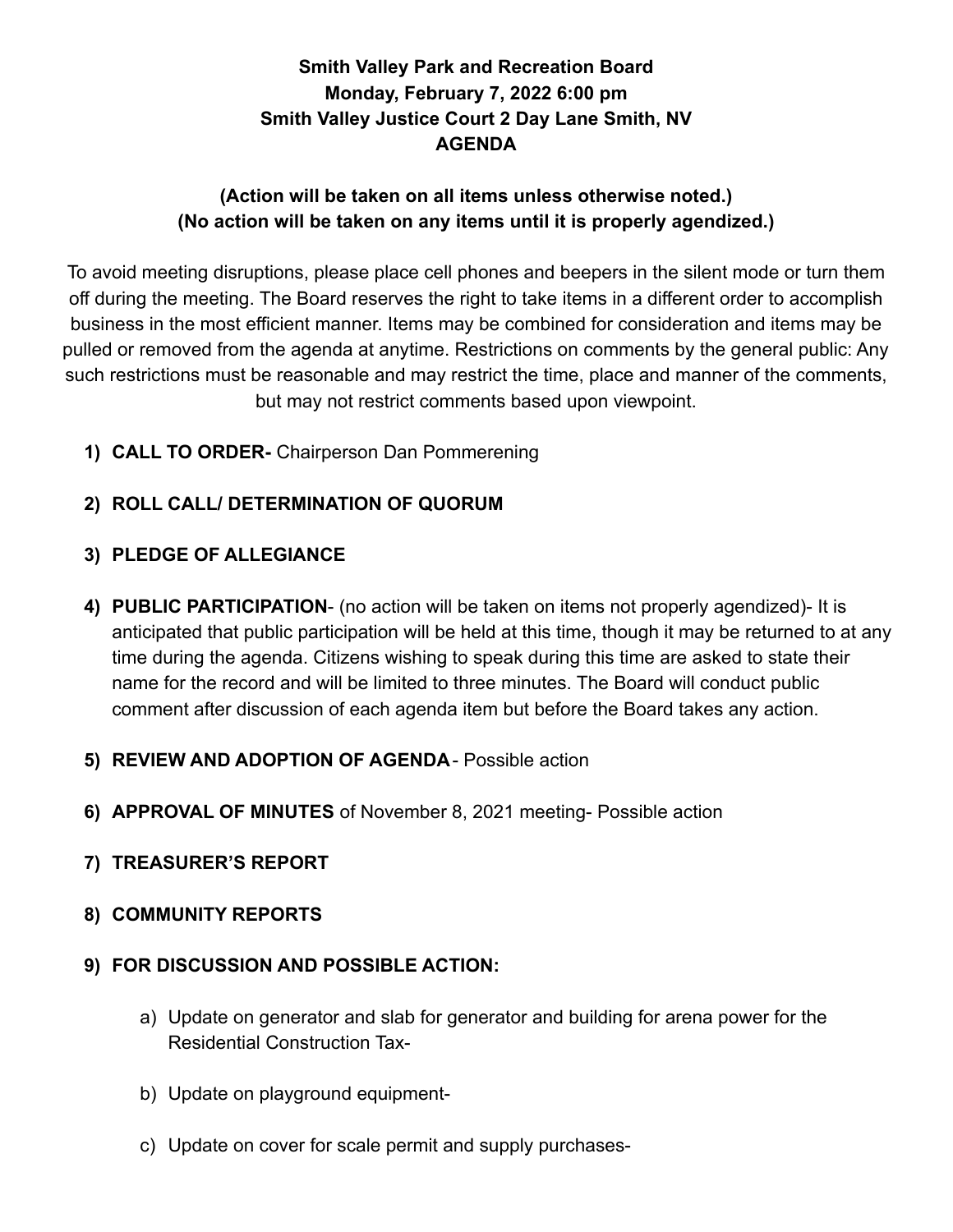**Smith Valley Park and Recreation Board**
**Monday, February 7, 2022 6:00 pm**
**Smith Valley Justice Court 2 Day Lane Smith, NV**
**AGENDA**

**(Action will be taken on all items unless otherwise noted.)**
**(No action will be taken on any items until it is properly agendized.)**

To avoid meeting disruptions, please place cell phones and beepers in the silent mode or turn them off during the meeting. The Board reserves the right to take items in a different order to accomplish business in the most efficient manner. Items may be combined for consideration and items may be pulled or removed from the agenda at anytime. Restrictions on comments by the general public: Any such restrictions must be reasonable and may restrict the time, place and manner of the comments, but may not restrict comments based upon viewpoint.

1) **CALL TO ORDER-** Chairperson Dan Pommerening

2) **ROLL CALL/ DETERMINATION OF QUORUM**

3) **PLEDGE OF ALLEGIANCE**

4) **PUBLIC PARTICIPATION**- (no action will be taken on items not properly agendized)- It is anticipated that public participation will be held at this time, though it may be returned to at any time during the agenda. Citizens wishing to speak during this time are asked to state their name for the record and will be limited to three minutes. The Board will conduct public comment after discussion of each agenda item but before the Board takes any action.

5) **REVIEW AND ADOPTION OF AGENDA**- Possible action

6) **APPROVAL OF MINUTES** of November 8, 2021 meeting- Possible action

7) **TREASURER'S REPORT**

8) **COMMUNITY REPORTS**

9) **FOR DISCUSSION AND POSSIBLE ACTION:**

   a) Update on generator and slab for generator and building for arena power for the Residential Construction Tax-

   b) Update on playground equipment-

   c) Update on cover for scale permit and supply purchases-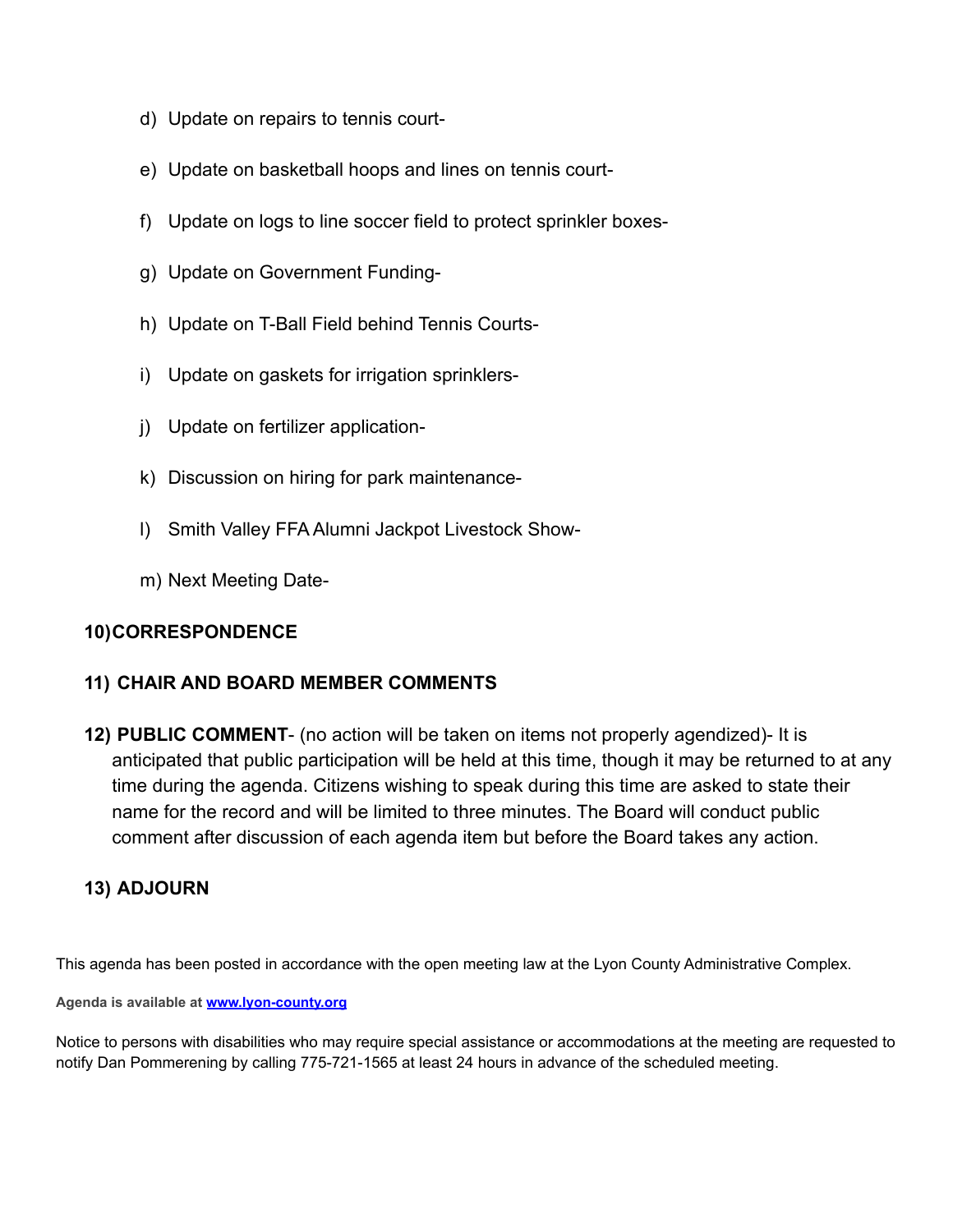d) Update on repairs to tennis court-

e) Update on basketball hoops and lines on tennis court-

f) Update on logs to line soccer field to protect sprinkler boxes-

g) Update on Government Funding-

h) Update on T-Ball Field behind Tennis Courts-

i) Update on gaskets for irrigation sprinklers-

j) Update on fertilizer application-

k) Discussion on hiring for park maintenance-

l) Smith Valley FFA Alumni Jackpot Livestock Show-

m) Next Meeting Date-

**10) CORRESPONDENCE**

**11) CHAIR AND BOARD MEMBER COMMENTS**

**12) PUBLIC COMMENT**- (no action will be taken on items not properly agendized)- It is anticipated that public participation will be held at this time, though it may be returned to at any time during the agenda. Citizens wishing to speak during this time are asked to state their name for the record and will be limited to three minutes. The Board will conduct public comment after discussion of each agenda item but before the Board takes any action.

**13) ADJOURN**

This agenda has been posted in accordance with the open meeting law at the Lyon County Administrative Complex.

**Agenda is available at [www.lyon-county.org](http://www.lyon-county.org)**

Notice to persons with disabilities who may require special assistance or accommodations at the meeting are requested to notify Dan Pommerening by calling 775-721-1565 at least 24 hours in advance of the scheduled meeting.